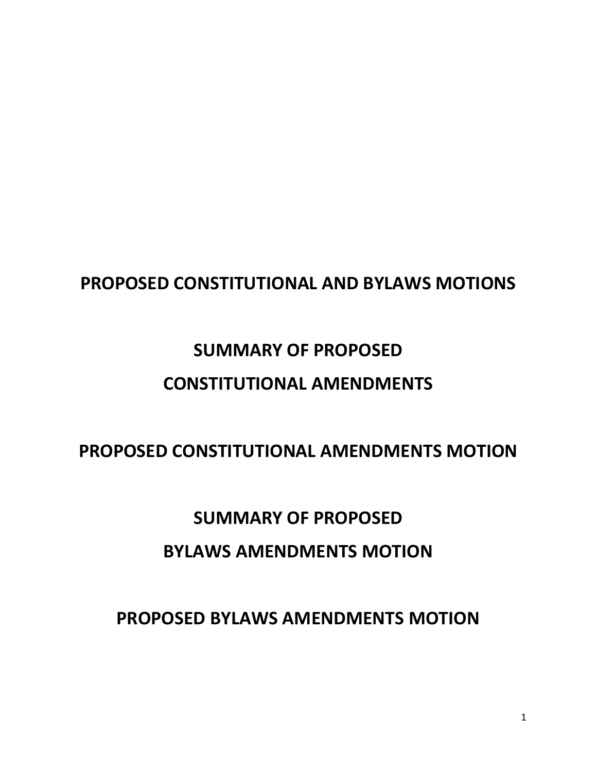# PROPOSED CONSTITUTIONAL AND BYLAWS MOTIONS

## SUMMARY OF PROPOSED CONSTITUTIONAL AMENDMENTS

## PROPOSED CONSTITUTIONAL AMENDMENTS MOTION

## SUMMARY OF PROPOSED BYLAWS AMENDMENTS MOTION

## PROPOSED BYLAWS AMENDMENTS MOTION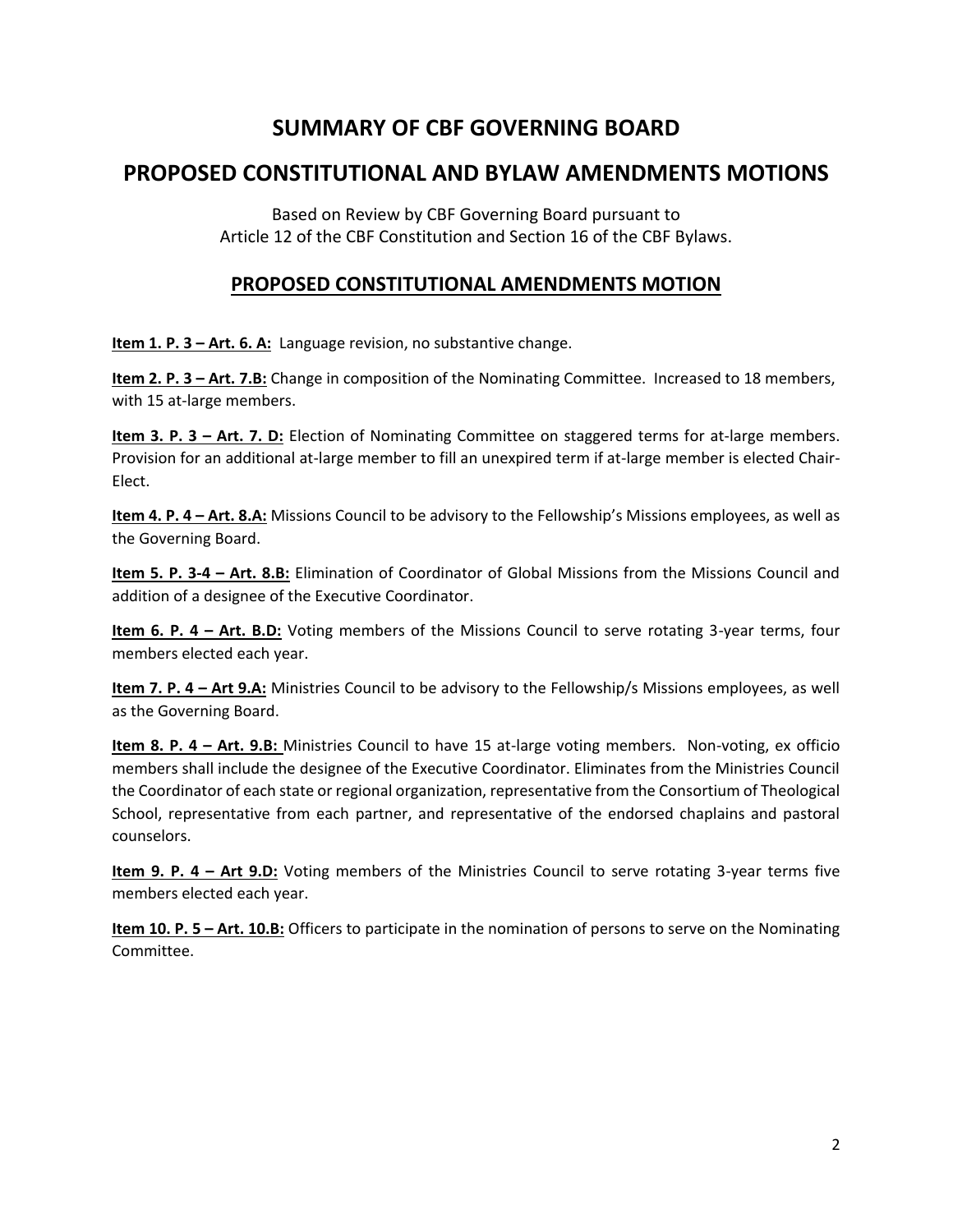# SUMMARY OF CBF GOVERNING BOARD

## PROPOSED CONSTITUTIONAL AND BYLAW AMENDMENTS MOTIONS

Based on Review by CBF Governing Board pursuant to
Article 12 of the CBF Constitution and Section 16 of the CBF Bylaws.

### PROPOSED CONSTITUTIONAL AMENDMENTS MOTION

**Item 1. P. 3 – Art. 6. A:** Language revision, no substantive change.

**Item 2. P. 3 – Art. 7.B:** Change in composition of the Nominating Committee. Increased to 18 members, with 15 at-large members.

**Item 3. P. 3 – Art. 7. D:** Election of Nominating Committee on staggered terms for at-large members. Provision for an additional at-large member to fill an unexpired term if at-large member is elected Chair-Elect.

**Item 4. P. 4 – Art. 8.A:** Missions Council to be advisory to the Fellowship's Missions employees, as well as the Governing Board.

**Item 5. P. 3-4 – Art. 8.B:** Elimination of Coordinator of Global Missions from the Missions Council and addition of a designee of the Executive Coordinator.

**Item 6. P. 4 – Art. B.D:** Voting members of the Missions Council to serve rotating 3-year terms, four members elected each year.

**Item 7. P. 4 – Art 9.A:** Ministries Council to be advisory to the Fellowship/s Missions employees, as well as the Governing Board.

**Item 8. P. 4 – Art. 9.B:** Ministries Council to have 15 at-large voting members. Non-voting, ex officio members shall include the designee of the Executive Coordinator. Eliminates from the Ministries Council the Coordinator of each state or regional organization, representative from the Consortium of Theological School, representative from each partner, and representative of the endorsed chaplains and pastoral counselors.

**Item 9. P. 4 – Art 9.D:** Voting members of the Ministries Council to serve rotating 3-year terms five members elected each year.

**Item 10. P. 5 – Art. 10.B:** Officers to participate in the nomination of persons to serve on the Nominating Committee.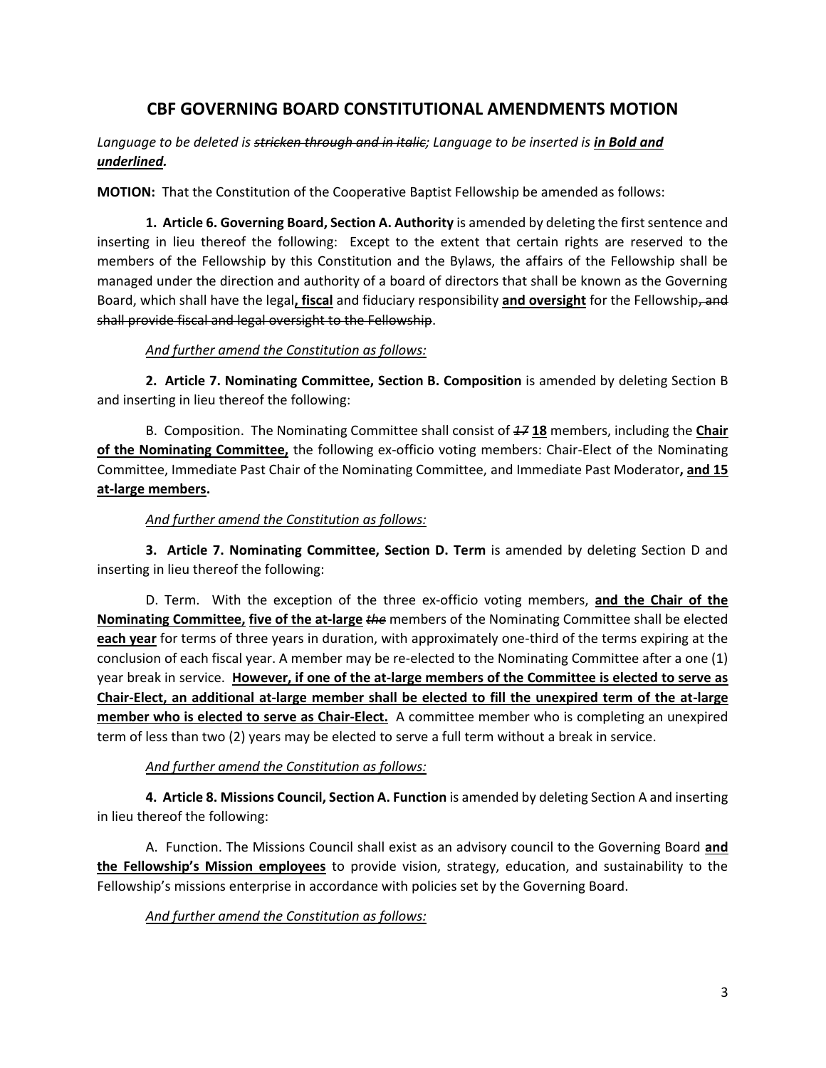# CBF GOVERNING BOARD CONSTITUTIONAL AMENDMENTS MOTION

*Language to be deleted is ~~stricken through and in italic~~; Language to be inserted is **<u>in Bold and underlined</u>**.*

**MOTION:** That the Constitution of the Cooperative Baptist Fellowship be amended as follows:

**1. Article 6. Governing Board, Section A. Authority** is amended by deleting the first sentence and inserting in lieu thereof the following: Except to the extent that certain rights are reserved to the members of the Fellowship by this Constitution and the Bylaws, the affairs of the Fellowship shall be managed under the direction and authority of a board of directors that shall be known as the Governing Board, which shall have the legal**<u>, fiscal</u>** and fiduciary responsibility **<u>and oversight</u>** for the Fellowship~~, and shall provide fiscal and legal oversight to the Fellowship~~.

<u>*And further amend the Constitution as follows:*</u>

**2. Article 7. Nominating Committee, Section B. Composition** is amended by deleting Section B and inserting in lieu thereof the following:

B. Composition. The Nominating Committee shall consist of ~~*17*~~ **<u>18</u>** members, including the **<u>Chair of the Nominating Committee,</u>** the following ex-officio voting members: Chair-Elect of the Nominating Committee, Immediate Past Chair of the Nominating Committee, and Immediate Past Moderator**<u>, and 15 at-large members</u>.**

<u>*And further amend the Constitution as follows:*</u>

**3. Article 7. Nominating Committee, Section D. Term** is amended by deleting Section D and inserting in lieu thereof the following:

D. Term. With the exception of the three ex-officio voting members, **<u>and the Chair of the Nominating Committee,</u>** **<u>five of the at-large</u>** ~~*the*~~ members of the Nominating Committee shall be elected **<u>each year</u>** for terms of three years in duration, with approximately one-third of the terms expiring at the conclusion of each fiscal year. A member may be re-elected to the Nominating Committee after a one (1) year break in service. **<u>However, if one of the at-large members of the Committee is elected to serve as Chair-Elect, an additional at-large member shall be elected to fill the unexpired term of the at-large member who is elected to serve as Chair-Elect.</u>** A committee member who is completing an unexpired term of less than two (2) years may be elected to serve a full term without a break in service.

<u>*And further amend the Constitution as follows:*</u>

**4. Article 8. Missions Council, Section A. Function** is amended by deleting Section A and inserting in lieu thereof the following:

A. Function. The Missions Council shall exist as an advisory council to the Governing Board **<u>and the Fellowship's Mission employees</u>** to provide vision, strategy, education, and sustainability to the Fellowship's missions enterprise in accordance with policies set by the Governing Board.

<u>*And further amend the Constitution as follows:*</u>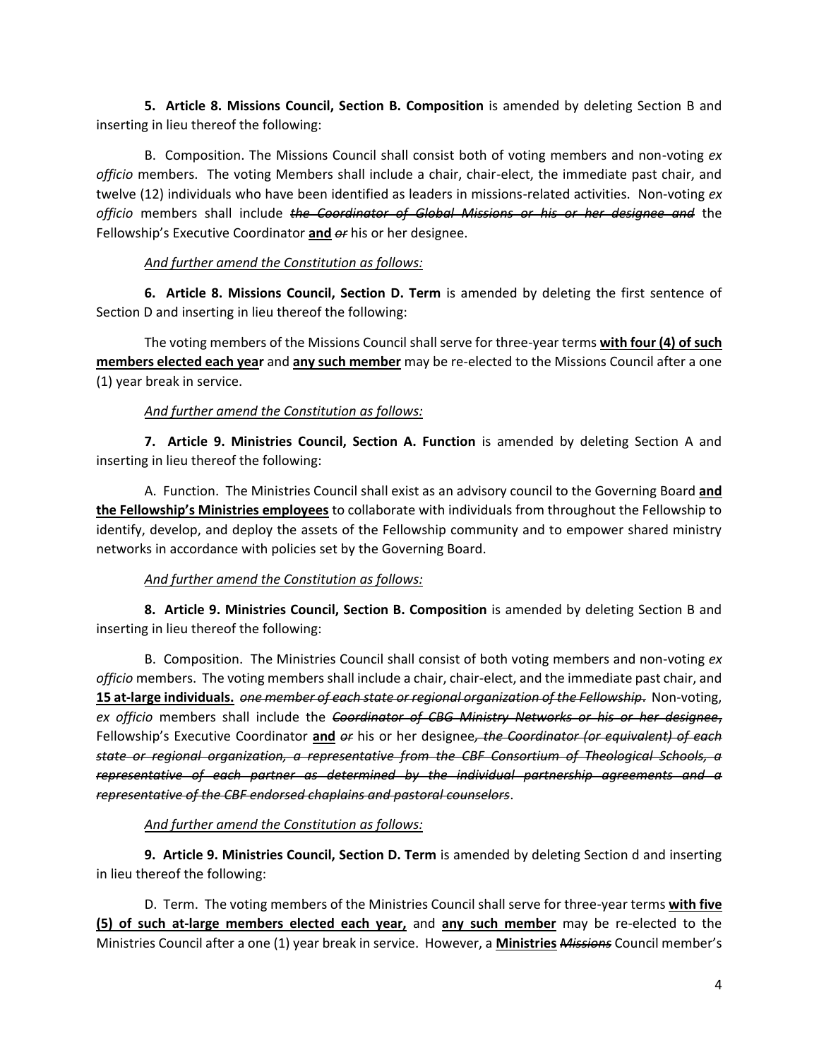**5. Article 8. Missions Council, Section B. Composition** is amended by deleting Section B and inserting in lieu thereof the following:

B. Composition. The Missions Council shall consist both of voting members and non-voting *ex officio* members. The voting Members shall include a chair, chair-elect, the immediate past chair, and twelve (12) individuals who have been identified as leaders in missions-related activities. Non-voting *ex officio* members shall include ~~*the Coordinator of Global Missions or his or her designee and*~~ the Fellowship's Executive Coordinator <u>**and**</u> ~~*or*~~ his or her designee.

<u>*And further amend the Constitution as follows:*</u>

**6. Article 8. Missions Council, Section D. Term** is amended by deleting the first sentence of Section D and inserting in lieu thereof the following:

The voting members of the Missions Council shall serve for three-year terms <u>**with four (4) of such members elected each year**</u> and <u>**any such member**</u> may be re-elected to the Missions Council after a one (1) year break in service.

<u>*And further amend the Constitution as follows:*</u>

**7. Article 9. Ministries Council, Section A. Function** is amended by deleting Section A and inserting in lieu thereof the following:

A. Function. The Ministries Council shall exist as an advisory council to the Governing Board <u>**and the Fellowship's Ministries employees**</u> to collaborate with individuals from throughout the Fellowship to identify, develop, and deploy the assets of the Fellowship community and to empower shared ministry networks in accordance with policies set by the Governing Board.

<u>*And further amend the Constitution as follows:*</u>

**8. Article 9. Ministries Council, Section B. Composition** is amended by deleting Section B and inserting in lieu thereof the following:

B. Composition. The Ministries Council shall consist of both voting members and non-voting *ex officio* members. The voting members shall include a chair, chair-elect, and the immediate past chair, and <u>**15 at-large individuals.**</u> ~~*one member of each state or regional organization of the Fellowship.*~~ Non-voting, *ex officio* members shall include the ~~*Coordinator of CBG Ministry Networks or his or her designee,*~~ Fellowship's Executive Coordinator <u>**and**</u> ~~*or*~~ his or her designee~~*, the Coordinator (or equivalent) of each state or regional organization, a representative from the CBF Consortium of Theological Schools, a representative of each partner as determined by the individual partnership agreements and a representative of the CBF endorsed chaplains and pastoral counselors*~~.

<u>*And further amend the Constitution as follows:*</u>

**9. Article 9. Ministries Council, Section D. Term** is amended by deleting Section d and inserting in lieu thereof the following:

D. Term. The voting members of the Ministries Council shall serve for three-year terms <u>**with five (5) of such at-large members elected each year,**</u> and <u>**any such member**</u> may be re-elected to the Ministries Council after a one (1) year break in service. However, a <u>**Ministries**</u> ~~*Missions*~~ Council member's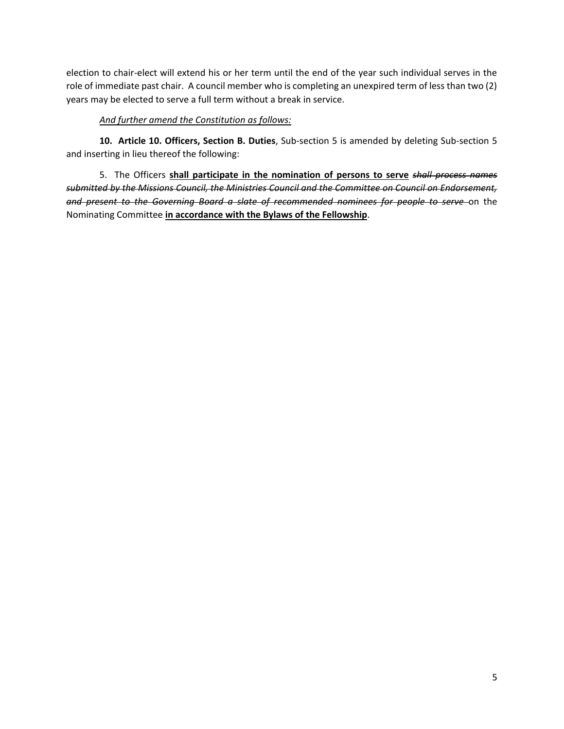election to chair-elect will extend his or her term until the end of the year such individual serves in the role of immediate past chair. A council member who is completing an unexpired term of less than two (2) years may be elected to serve a full term without a break in service.

*And further amend the Constitution as follows:*

**10. Article 10. Officers, Section B. Duties**, Sub-section 5 is amended by deleting Sub-section 5 and inserting in lieu thereof the following:

5. The Officers <u>**shall participate in the nomination of persons to serve**</u> ~~*shall process names submitted by the Missions Council, the Ministries Council and the Committee on Council on Endorsement, and present to the Governing Board a slate of recommended nominees for people to serve*~~ on the Nominating Committee <u>**in accordance with the Bylaws of the Fellowship**</u>.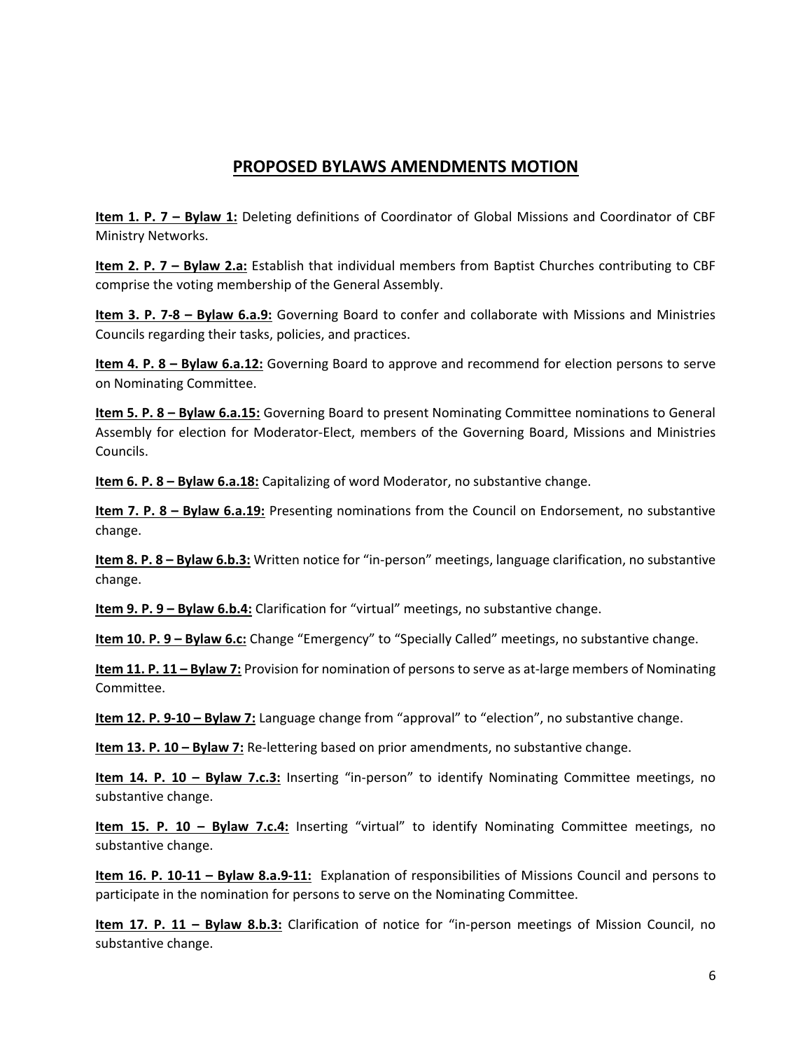## PROPOSED BYLAWS AMENDMENTS MOTION

**Item 1. P. 7 – Bylaw 1:** Deleting definitions of Coordinator of Global Missions and Coordinator of CBF Ministry Networks.

**Item 2. P. 7 – Bylaw 2.a:** Establish that individual members from Baptist Churches contributing to CBF comprise the voting membership of the General Assembly.

**Item 3. P. 7-8 – Bylaw 6.a.9:** Governing Board to confer and collaborate with Missions and Ministries Councils regarding their tasks, policies, and practices.

**Item 4. P. 8 – Bylaw 6.a.12:** Governing Board to approve and recommend for election persons to serve on Nominating Committee.

**Item 5. P. 8 – Bylaw 6.a.15:** Governing Board to present Nominating Committee nominations to General Assembly for election for Moderator-Elect, members of the Governing Board, Missions and Ministries Councils.

**Item 6. P. 8 – Bylaw 6.a.18:** Capitalizing of word Moderator, no substantive change.

**Item 7. P. 8 – Bylaw 6.a.19:** Presenting nominations from the Council on Endorsement, no substantive change.

**Item 8. P. 8 – Bylaw 6.b.3:** Written notice for "in-person" meetings, language clarification, no substantive change.

**Item 9. P. 9 – Bylaw 6.b.4:** Clarification for "virtual" meetings, no substantive change.

**Item 10. P. 9 – Bylaw 6.c:** Change "Emergency" to "Specially Called" meetings, no substantive change.

**Item 11. P. 11 – Bylaw 7:** Provision for nomination of persons to serve as at-large members of Nominating Committee.

**Item 12. P. 9-10 – Bylaw 7:** Language change from "approval" to "election", no substantive change.

**Item 13. P. 10 – Bylaw 7:** Re-lettering based on prior amendments, no substantive change.

**Item 14. P. 10 – Bylaw 7.c.3:** Inserting "in-person" to identify Nominating Committee meetings, no substantive change.

**Item 15. P. 10 – Bylaw 7.c.4:** Inserting "virtual" to identify Nominating Committee meetings, no substantive change.

**Item 16. P. 10-11 – Bylaw 8.a.9-11:** Explanation of responsibilities of Missions Council and persons to participate in the nomination for persons to serve on the Nominating Committee.

**Item 17. P. 11 – Bylaw 8.b.3:** Clarification of notice for "in-person meetings of Mission Council, no substantive change.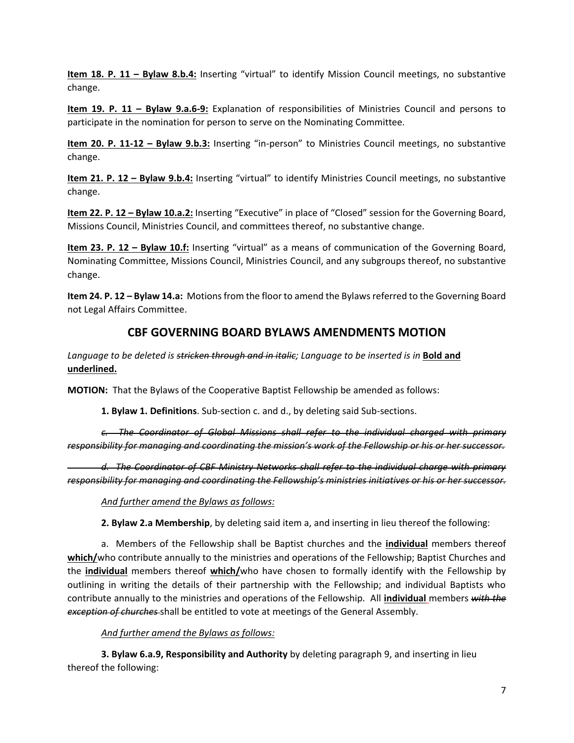**Item 18. P. 11 – Bylaw 8.b.4:** Inserting "virtual" to identify Mission Council meetings, no substantive change.

**Item 19. P. 11 – Bylaw 9.a.6-9:** Explanation of responsibilities of Ministries Council and persons to participate in the nomination for person to serve on the Nominating Committee.

**Item 20. P. 11-12 – Bylaw 9.b.3:** Inserting "in-person" to Ministries Council meetings, no substantive change.

**Item 21. P. 12 – Bylaw 9.b.4:** Inserting "virtual" to identify Ministries Council meetings, no substantive change.

**Item 22. P. 12 – Bylaw 10.a.2:** Inserting "Executive" in place of "Closed" session for the Governing Board, Missions Council, Ministries Council, and committees thereof, no substantive change.

**Item 23. P. 12 – Bylaw 10.f:** Inserting "virtual" as a means of communication of the Governing Board, Nominating Committee, Missions Council, Ministries Council, and any subgroups thereof, no substantive change.

**Item 24. P. 12 – Bylaw 14.a:** Motions from the floor to amend the Bylaws referred to the Governing Board not Legal Affairs Committee.

## CBF GOVERNING BOARD BYLAWS AMENDMENTS MOTION

*Language to be deleted is ~~stricken through and in italic~~; Language to be inserted is in* **<u>Bold and underlined.</u>**

**MOTION:** That the Bylaws of the Cooperative Baptist Fellowship be amended as follows:

**1. Bylaw 1. Definitions**. Sub-section c. and d., by deleting said Sub-sections.

*~~c. The Coordinator of Global Missions shall refer to the individual charged with primary responsibility for managing and coordinating the mission's work of the Fellowship or his or her successor.~~*

*~~d. The Coordinator of CBF Ministry Networks shall refer to the individual charge with primary responsibility for managing and coordinating the Fellowship's ministries initiatives or his or her successor.~~*

*<u>And further amend the Bylaws as follows:</u>*

**2. Bylaw 2.a Membership**, by deleting said item a, and inserting in lieu thereof the following:

a. Members of the Fellowship shall be Baptist churches and the **<u>individual</u>** members thereof **<u>which/</u>**who contribute annually to the ministries and operations of the Fellowship; Baptist Churches and the **<u>individual</u>** members thereof **<u>which/</u>**who have chosen to formally identify with the Fellowship by outlining in writing the details of their partnership with the Fellowship; and individual Baptists who contribute annually to the ministries and operations of the Fellowship. All **<u>individual</u>** members *~~with the exception of churches~~* shall be entitled to vote at meetings of the General Assembly.

*<u>And further amend the Bylaws as follows:</u>*

**3. Bylaw 6.a.9, Responsibility and Authority** by deleting paragraph 9, and inserting in lieu thereof the following: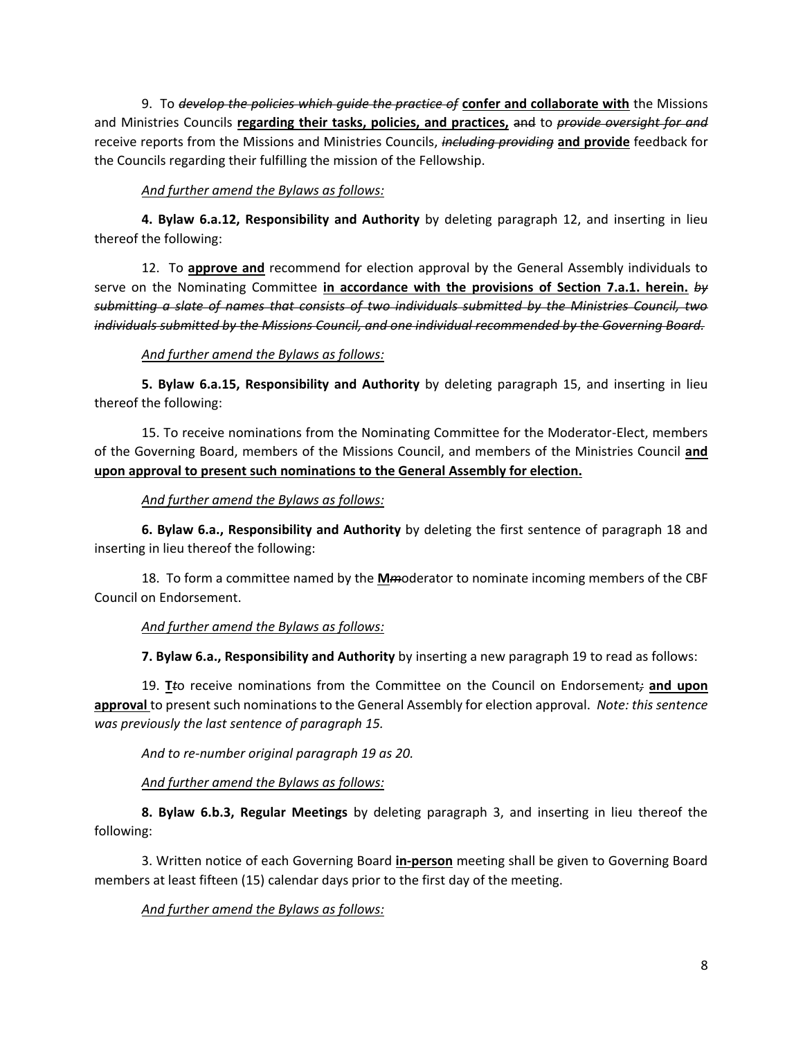9. To ~~*develop the policies which guide the practice of*~~ **confer and collaborate with** the Missions and Ministries Councils **regarding their tasks, policies, and practices,** ~~and~~ to ~~*provide oversight for and*~~ receive reports from the Missions and Ministries Councils, ~~*including providing*~~ **and provide** feedback for the Councils regarding their fulfilling the mission of the Fellowship.

*And further amend the Bylaws as follows:*

**4. Bylaw 6.a.12, Responsibility and Authority** by deleting paragraph 12, and inserting in lieu thereof the following:

12. To **approve and** recommend for election approval by the General Assembly individuals to serve on the Nominating Committee **in accordance with the provisions of Section 7.a.1. herein.** ~~***by submitting a slate of names that consists of two individuals submitted by the Ministries Council, two individuals submitted by the Missions Council, and one individual recommended by the Governing Board.***~~

*And further amend the Bylaws as follows:*

**5. Bylaw 6.a.15, Responsibility and Authority** by deleting paragraph 15, and inserting in lieu thereof the following:

15. To receive nominations from the Nominating Committee for the Moderator-Elect, members of the Governing Board, members of the Missions Council, and members of the Ministries Council **and upon approval to present such nominations to the General Assembly for election.**

*And further amend the Bylaws as follows:*

**6. Bylaw 6.a., Responsibility and Authority** by deleting the first sentence of paragraph 18 and inserting in lieu thereof the following:

18. To form a committee named by the **M**~~*m*~~oderator to nominate incoming members of the CBF Council on Endorsement.

*And further amend the Bylaws as follows:*

**7. Bylaw 6.a., Responsibility and Authority** by inserting a new paragraph 19 to read as follows:

19. **T**~~*t*~~o receive nominations from the Committee on the Council on Endorsement~~;~~ **and upon approval** to present such nominations to the General Assembly for election approval. *Note: this sentence was previously the last sentence of paragraph 15.*

*And to re-number original paragraph 19 as 20.*

*And further amend the Bylaws as follows:*

**8. Bylaw 6.b.3, Regular Meetings** by deleting paragraph 3, and inserting in lieu thereof the following:

3. Written notice of each Governing Board **in-person** meeting shall be given to Governing Board members at least fifteen (15) calendar days prior to the first day of the meeting.

*And further amend the Bylaws as follows:*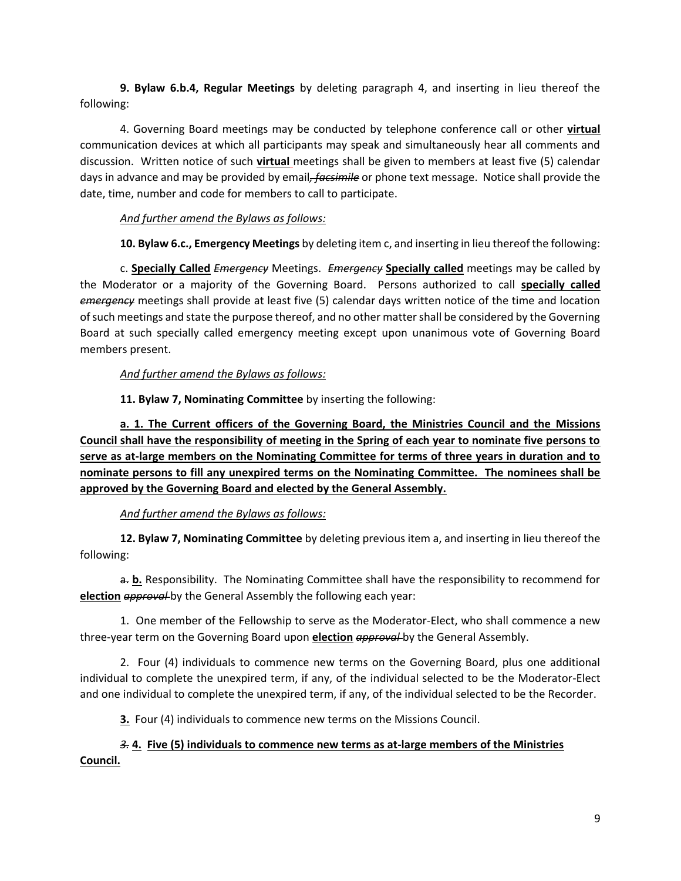**9. Bylaw 6.b.4, Regular Meetings** by deleting paragraph 4, and inserting in lieu thereof the following:

4. Governing Board meetings may be conducted by telephone conference call or other <u>**virtual**</u> communication devices at which all participants may speak and simultaneously hear all comments and discussion. Written notice of such <u>**virtual**</u> meetings shall be given to members at least five (5) calendar days in advance and may be provided by email~~*, facsimile*~~ or phone text message. Notice shall provide the date, time, number and code for members to call to participate.

*<u>And further amend the Bylaws as follows:</u>*

**10. Bylaw 6.c., Emergency Meetings** by deleting item c, and inserting in lieu thereof the following:

c. <u>**Specially Called**</u> ~~*Emergency*~~ Meetings. ~~*Emergency*~~ <u>**Specially called**</u> meetings may be called by the Moderator or a majority of the Governing Board. Persons authorized to call <u>**specially called**</u> ~~*emergency*~~ meetings shall provide at least five (5) calendar days written notice of the time and location of such meetings and state the purpose thereof, and no other matter shall be considered by the Governing Board at such specially called emergency meeting except upon unanimous vote of Governing Board members present.

*<u>And further amend the Bylaws as follows:</u>*

**11. Bylaw 7, Nominating Committee** by inserting the following:

<u>**a. 1. The Current officers of the Governing Board, the Ministries Council and the Missions Council shall have the responsibility of meeting in the Spring of each year to nominate five persons to serve as at-large members on the Nominating Committee for terms of three years in duration and to nominate persons to fill any unexpired terms on the Nominating Committee. The nominees shall be approved by the Governing Board and elected by the General Assembly.**</u>

*<u>And further amend the Bylaws as follows:</u>*

**12. Bylaw 7, Nominating Committee** by deleting previous item a, and inserting in lieu thereof the following:

~~a.~~ <u>**b.**</u> Responsibility. The Nominating Committee shall have the responsibility to recommend for <u>**election**</u> ~~*approval*~~ by the General Assembly the following each year:

1. One member of the Fellowship to serve as the Moderator-Elect, who shall commence a new three-year term on the Governing Board upon <u>**election**</u> ~~*approval*~~ by the General Assembly.

2. Four (4) individuals to commence new terms on the Governing Board, plus one additional individual to complete the unexpired term, if any, of the individual selected to be the Moderator-Elect and one individual to complete the unexpired term, if any, of the individual selected to be the Recorder.

<u>**3.**</u> Four (4) individuals to commence new terms on the Missions Council.

~~*3.*~~ <u>**4. Five (5) individuals to commence new terms as at-large members of the Ministries Council.**</u>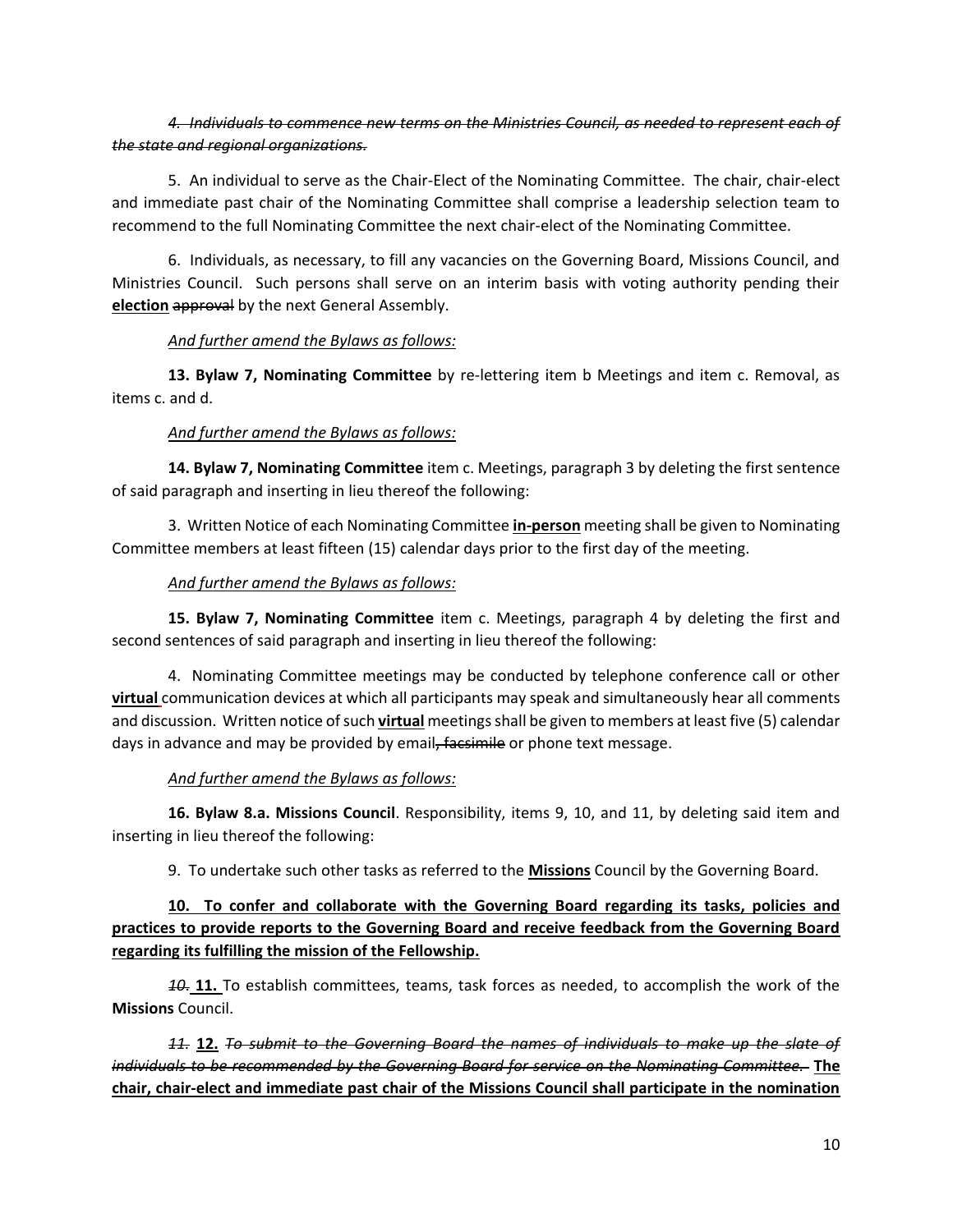*~~4. Individuals to commence new terms on the Ministries Council, as needed to represent each of the state and regional organizations.~~*

5. An individual to serve as the Chair-Elect of the Nominating Committee. The chair, chair-elect and immediate past chair of the Nominating Committee shall comprise a leadership selection team to recommend to the full Nominating Committee the next chair-elect of the Nominating Committee.

6. Individuals, as necessary, to fill any vacancies on the Governing Board, Missions Council, and Ministries Council. Such persons shall serve on an interim basis with voting authority pending their **<u>election</u>** ~~approval~~ by the next General Assembly.

*<u>And further amend the Bylaws as follows:</u>*

**13. Bylaw 7, Nominating Committee** by re-lettering item b Meetings and item c. Removal, as items c. and d.

*<u>And further amend the Bylaws as follows:</u>*

**14. Bylaw 7, Nominating Committee** item c. Meetings, paragraph 3 by deleting the first sentence of said paragraph and inserting in lieu thereof the following:

3. Written Notice of each Nominating Committee **<u>in-person</u>** meeting shall be given to Nominating Committee members at least fifteen (15) calendar days prior to the first day of the meeting.

*<u>And further amend the Bylaws as follows:</u>*

**15. Bylaw 7, Nominating Committee** item c. Meetings, paragraph 4 by deleting the first and second sentences of said paragraph and inserting in lieu thereof the following:

4. Nominating Committee meetings may be conducted by telephone conference call or other **<u>virtual</u>** communication devices at which all participants may speak and simultaneously hear all comments and discussion. Written notice of such **<u>virtual</u>** meetings shall be given to members at least five (5) calendar days in advance and may be provided by email~~, facsimile~~ or phone text message.

*<u>And further amend the Bylaws as follows:</u>*

**16. Bylaw 8.a. Missions Council**. Responsibility, items 9, 10, and 11, by deleting said item and inserting in lieu thereof the following:

9. To undertake such other tasks as referred to the **<u>Missions</u>** Council by the Governing Board.

**<u>10. To confer and collaborate with the Governing Board regarding its tasks, policies and practices to provide reports to the Governing Board and receive feedback from the Governing Board regarding its fulfilling the mission of the Fellowship.</u>**

*~~10.~~* **<u>11.</u>** To establish committees, teams, task forces as needed, to accomplish the work of the **Missions** Council.

*~~11.~~* **<u>12.</u>** *~~To submit to the Governing Board the names of individuals to make up the slate of individuals to be recommended by the Governing Board for service on the Nominating Committee.~~* **<u>The chair, chair-elect and immediate past chair of the Missions Council shall participate in the nomination</u>**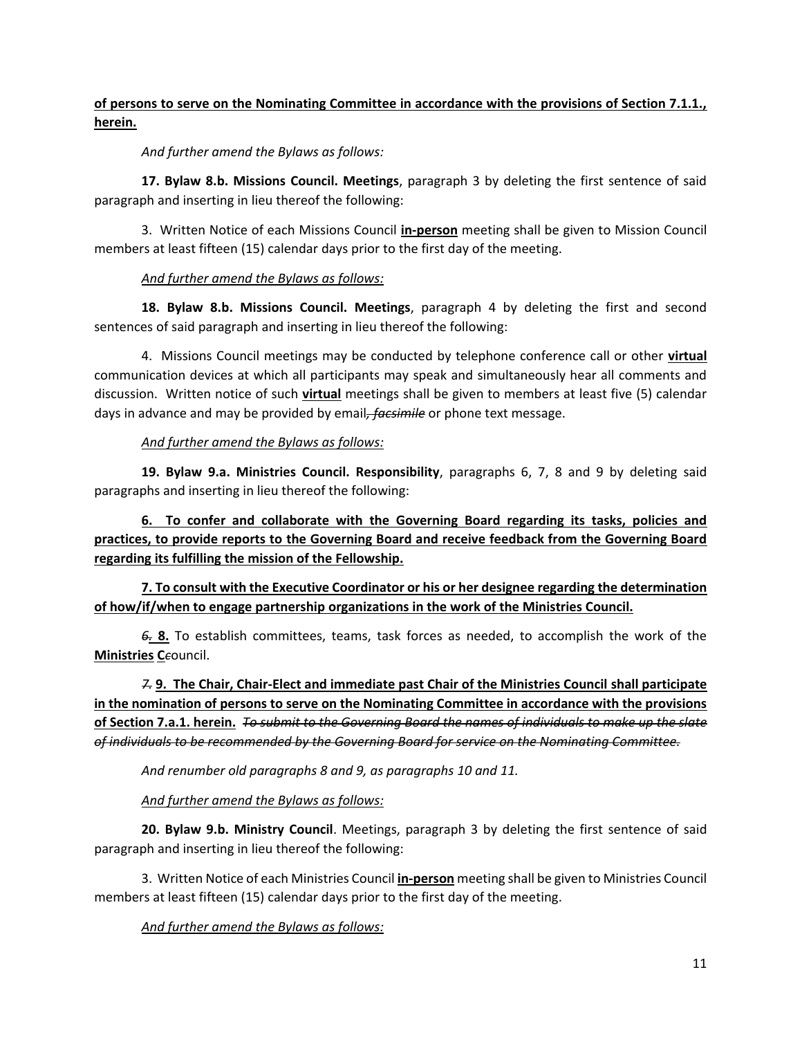**<u>of persons to serve on the Nominating Committee in accordance with the provisions of Section 7.1.1., herein.</u>**

*And further amend the Bylaws as follows:*

**17. Bylaw 8.b. Missions Council. Meetings**, paragraph 3 by deleting the first sentence of said paragraph and inserting in lieu thereof the following:

3. Written Notice of each Missions Council **<u>in-person</u>** meeting shall be given to Mission Council members at least fifteen (15) calendar days prior to the first day of the meeting.

*<u>And further amend the Bylaws as follows:</u>*

**18. Bylaw 8.b. Missions Council. Meetings**, paragraph 4 by deleting the first and second sentences of said paragraph and inserting in lieu thereof the following:

4. Missions Council meetings may be conducted by telephone conference call or other **<u>virtual</u>** communication devices at which all participants may speak and simultaneously hear all comments and discussion. Written notice of such **<u>virtual</u>** meetings shall be given to members at least five (5) calendar days in advance and may be provided by email~~*, facsimile*~~ or phone text message.

*<u>And further amend the Bylaws as follows:</u>*

**19. Bylaw 9.a. Ministries Council. Responsibility**, paragraphs 6, 7, 8 and 9 by deleting said paragraphs and inserting in lieu thereof the following:

**<u>6. To confer and collaborate with the Governing Board regarding its tasks, policies and practices, to provide reports to the Governing Board and receive feedback from the Governing Board regarding its fulfilling the mission of the Fellowship.</u>**

**<u>7. To consult with the Executive Coordinator or his or her designee regarding the determination of how/if/when to engage partnership organizations in the work of the Ministries Council.</u>**

~~*6.*~~ **<u>8.</u>** To establish committees, teams, task forces as needed, to accomplish the work of the **<u>Ministries</u>** **<u>C</u>**~~*c*~~ouncil.

~~*7.*~~ **<u>9. The Chair, Chair-Elect and immediate past Chair of the Ministries Council shall participate in the nomination of persons to serve on the Nominating Committee in accordance with the provisions of Section 7.a.1. herein.</u>** ~~*To submit to the Governing Board the names of individuals to make up the slate of individuals to be recommended by the Governing Board for service on the Nominating Committee.*~~

*And renumber old paragraphs 8 and 9, as paragraphs 10 and 11.*

*<u>And further amend the Bylaws as follows:</u>*

**20. Bylaw 9.b. Ministry Council**. Meetings, paragraph 3 by deleting the first sentence of said paragraph and inserting in lieu thereof the following:

3. Written Notice of each Ministries Council **<u>in-person</u>** meeting shall be given to Ministries Council members at least fifteen (15) calendar days prior to the first day of the meeting.

*<u>And further amend the Bylaws as follows:</u>*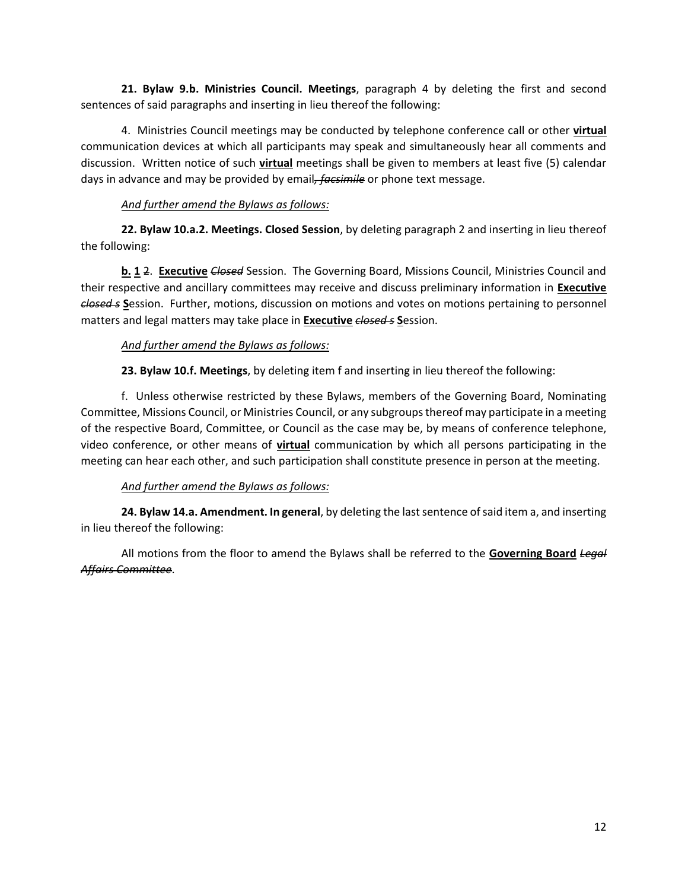**21. Bylaw 9.b. Ministries Council. Meetings**, paragraph 4 by deleting the first and second sentences of said paragraphs and inserting in lieu thereof the following:

4. Ministries Council meetings may be conducted by telephone conference call or other **virtual** communication devices at which all participants may speak and simultaneously hear all comments and discussion. Written notice of such **virtual** meetings shall be given to members at least five (5) calendar days in advance and may be provided by email~~*, facsimile*~~ or phone text message.

*And further amend the Bylaws as follows:*

**22. Bylaw 10.a.2. Meetings. Closed Session**, by deleting paragraph 2 and inserting in lieu thereof the following:

**b. 1** ~~2~~. **Executive** ~~*Closed*~~ Session. The Governing Board, Missions Council, Ministries Council and their respective and ancillary committees may receive and discuss preliminary information in **Executive** ~~*closed s*~~ **S**ession. Further, motions, discussion on motions and votes on motions pertaining to personnel matters and legal matters may take place in **Executive** ~~*closed s*~~ **S**ession.

*And further amend the Bylaws as follows:*

**23. Bylaw 10.f. Meetings**, by deleting item f and inserting in lieu thereof the following:

f. Unless otherwise restricted by these Bylaws, members of the Governing Board, Nominating Committee, Missions Council, or Ministries Council, or any subgroups thereof may participate in a meeting of the respective Board, Committee, or Council as the case may be, by means of conference telephone, video conference, or other means of **virtual** communication by which all persons participating in the meeting can hear each other, and such participation shall constitute presence in person at the meeting.

*And further amend the Bylaws as follows:*

**24. Bylaw 14.a. Amendment. In general**, by deleting the last sentence of said item a, and inserting in lieu thereof the following:

All motions from the floor to amend the Bylaws shall be referred to the **Governing Board** ~~*Legal Affairs Committee*~~.